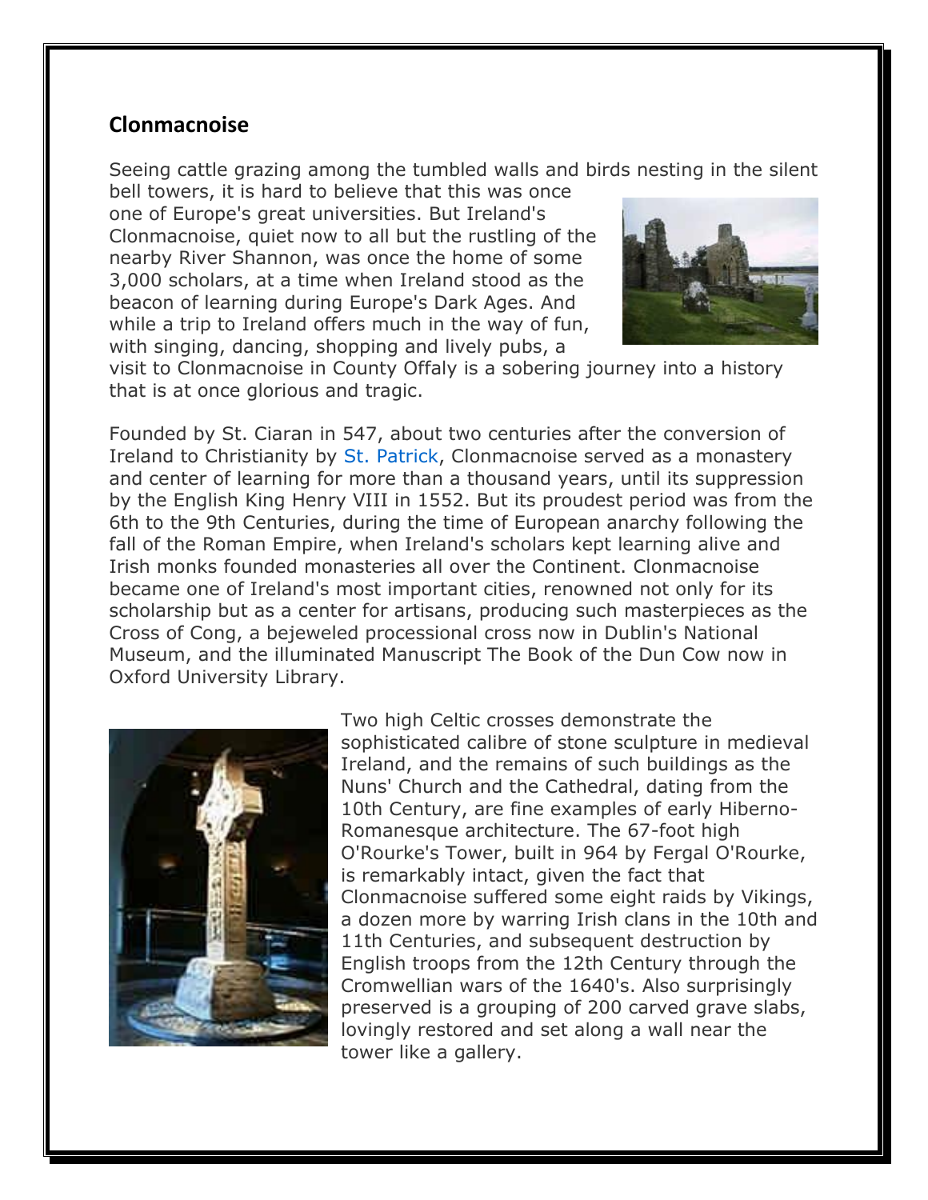## Clonmacnoise

Seeing cattle grazing among the tumbled walls and birds nesting in the silent bell towers, it is hard to believe that this was once one of Europe's great universities. But Ireland's Clonmacnoise, quiet now to all but the rustling of the nearby River Shannon, was once the home of some 3,000 scholars, at a time when Ireland stood as the beacon of learning during Europe's Dark Ages. And while a trip to Ireland offers much in the way of fun, with singing, dancing, shopping and lively pubs, a visit to Clonmacnoise in County Offaly is a sobering journey into a history that is at once glorious and tragic.

Founded by St. Ciaran in 547, about two centuries after the conversion of Ireland to Christianity by St. Patrick, Clonmacnoise served as a monastery and center of learning for more than a thousand years, until its suppression by the English King Henry VIII in 1552. But its proudest period was from the 6th to the 9th Centuries, during the time of European anarchy following the fall of the Roman Empire, when Ireland's scholars kept learning alive and Irish monks founded monasteries all over the Continent. Clonmacnoise became one of Ireland's most important cities, renowned not only for its scholarship but as a center for artisans, producing such masterpieces as the Cross of Cong, a bejeweled processional cross now in Dublin's National Museum, and the illuminated Manuscript The Book of the Dun Cow now in Oxford University Library.

Two high Celtic crosses demonstrate the sophisticated calibre of stone sculpture in medieval Ireland, and the remains of such buildings as the Nuns' Church and the Cathedral, dating from the 10th Century, are fine examples of early Hiberno-Romanesque architecture. The 67-foot high O'Rourke's Tower, built in 964 by Fergal O'Rourke, is remarkably intact, given the fact that Clonmacnoise suffered some eight raids by Vikings, a dozen more by warring Irish clans in the 10th and 11th Centuries, and subsequent destruction by English troops from the 12th Century through the Cromwellian wars of the 1640's. Also surprisingly preserved is a grouping of 200 carved grave slabs, lovingly restored and set along a wall near the tower like a gallery.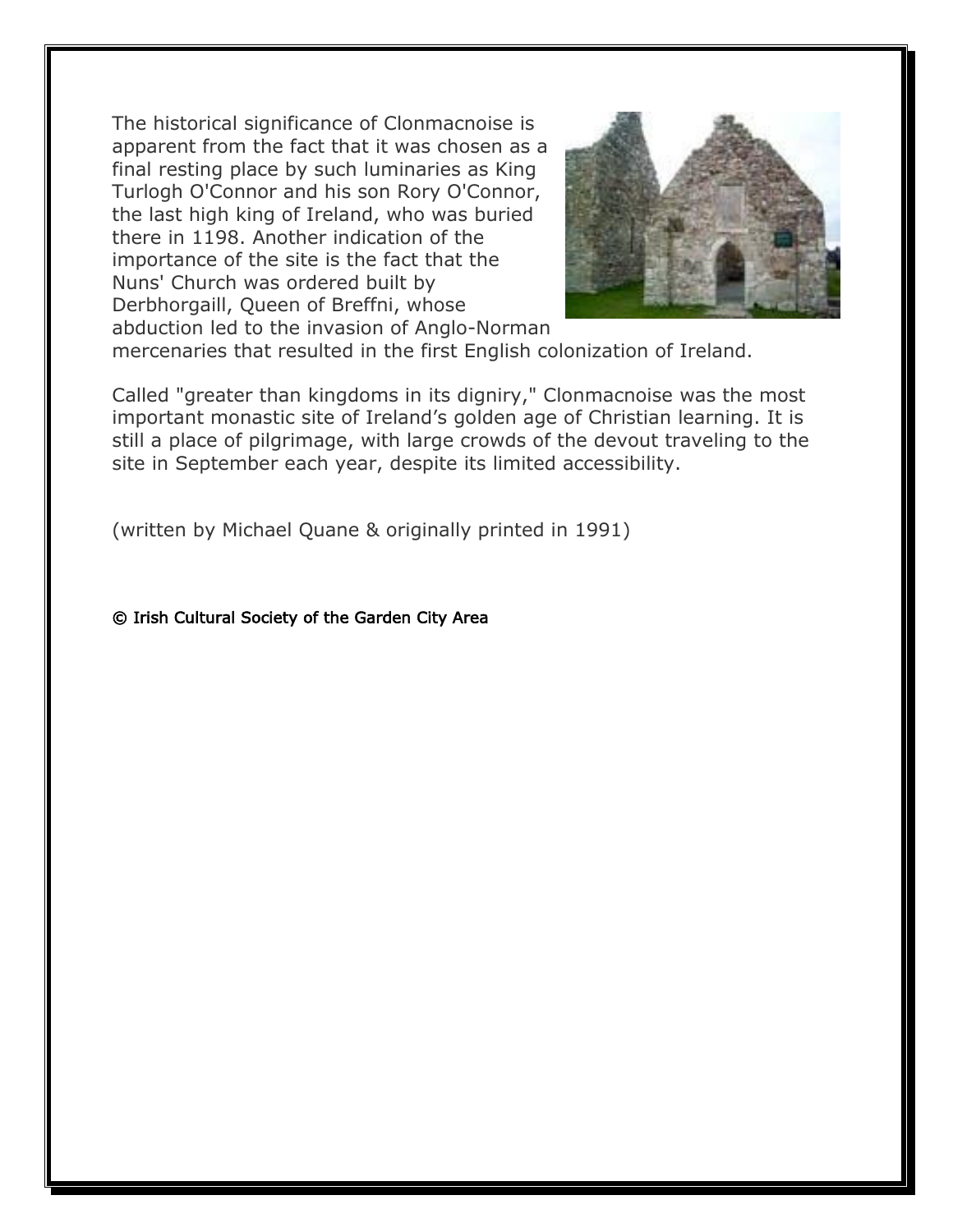The historical significance of Clonmacnoise is apparent from the fact that it was chosen as a final resting place by such luminaries as King Turlogh O'Connor and his son Rory O'Connor, the last high king of Ireland, who was buried there in 1198. Another indication of the importance of the site is the fact that the Nuns' Church was ordered built by Derbhorgaill, Queen of Breffni, whose abduction led to the invasion of Anglo-Norman mercenaries that resulted in the first English colonization of Ireland.

Called "greater than kingdoms in its dignity," Clonmacnoise was the most important monastic site of Ireland's golden age of Christian learning. It is still a place of pilgrimage, with large crowds of the devout traveling to the site in September each year, despite its limited accessibility.

(written by Michael Quane & originally printed in 1991)

© Irish Cultural Society of the Garden City Area